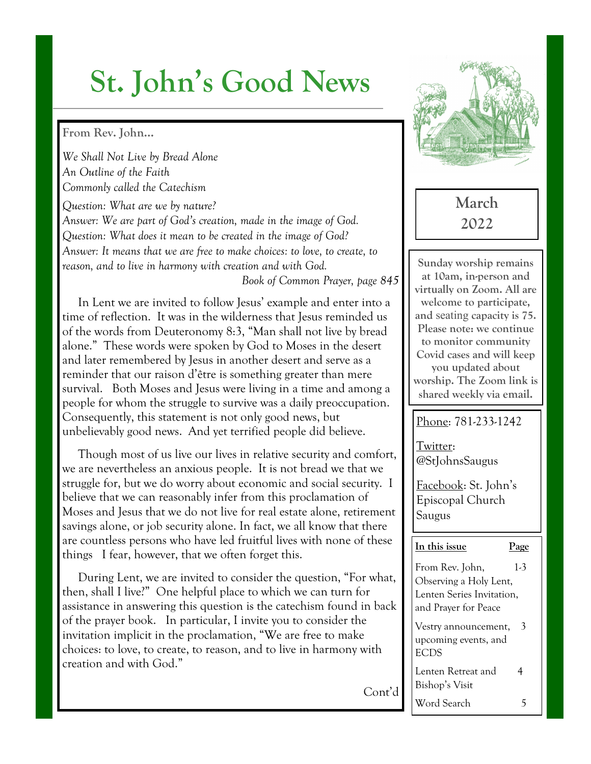# St. John's Good News

**From Rev. John…**

*We Shall Not Live by Bread Alone*
*An Outline of the Faith*
*Commonly called the Catechism*

*Question: What are we by nature?*
*Answer: We are part of God's creation, made in the image of God.*
*Question: What does it mean to be created in the image of God?*
*Answer: It means that we are free to make choices: to love, to create, to reason, and to live in harmony with creation and with God.*

*Book of Common Prayer, page 845*

In Lent we are invited to follow Jesus' example and enter into a time of reflection. It was in the wilderness that Jesus reminded us of the words from Deuteronomy 8:3, "Man shall not live by bread alone." These words were spoken by God to Moses in the desert and later remembered by Jesus in another desert and serve as a reminder that our raison d'être is something greater than mere survival. Both Moses and Jesus were living in a time and among a people for whom the struggle to survive was a daily preoccupation. Consequently, this statement is not only good news, but unbelievably good news. And yet terrified people did believe.

Though most of us live our lives in relative security and comfort, we are nevertheless an anxious people. It is not bread we that we struggle for, but we do worry about economic and social security. I believe that we can reasonably infer from this proclamation of Moses and Jesus that we do not live for real estate alone, retirement savings alone, or job security alone. In fact, we all know that there are countless persons who have led fruitful lives with none of these things I fear, however, that we often forget this.

During Lent, we are invited to consider the question, "For what, then, shall I live?" One helpful place to which we can turn for assistance in answering this question is the catechism found in back of the prayer book. In particular, I invite you to consider the invitation implicit in the proclamation, "We are free to make choices: to love, to create, to reason, and to live in harmony with creation and with God."

Cont'd

**March 2022**

**Sunday worship remains at 10am, in-person and virtually on Zoom. All are welcome to participate, and seating capacity is 75. Please note: we continue to monitor community Covid cases and will keep you updated about worship. The Zoom link is shared weekly via email.**

Phone: 781-233-1242

Twitter: @StJohnsSaugus

Facebook: St. John's Episcopal Church Saugus

| **In this issue** | **Page** |
|---|---|
| From Rev. John, Observing a Holy Lent, Lenten Series Invitation, and Prayer for Peace | 1-3 |
| Vestry announcement, upcoming events, and ECDS | 3 |
| Lenten Retreat and Bishop's Visit | 4 |
| Word Search | 5 |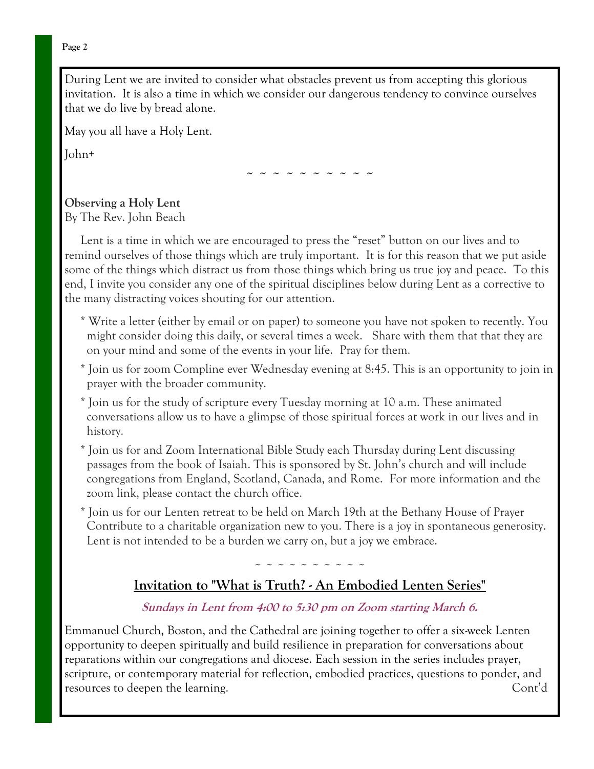During Lent we are invited to consider what obstacles prevent us from accepting this glorious invitation. It is also a time in which we consider our dangerous tendency to convince ourselves that we do live by bread alone.

May you all have a Holy Lent.

John+

~ ~ ~ ~ ~ ~ ~ ~ ~ ~

**Observing a Holy Lent**
By The Rev. John Beach

Lent is a time in which we are encouraged to press the "reset" button on our lives and to remind ourselves of those things which are truly important. It is for this reason that we put aside some of the things which distract us from those things which bring us true joy and peace. To this end, I invite you consider any one of the spiritual disciplines below during Lent as a corrective to the many distracting voices shouting for our attention.

* Write a letter (either by email or on paper) to someone you have not spoken to recently. You might consider doing this daily, or several times a week. Share with them that that they are on your mind and some of the events in your life. Pray for them.
* Join us for zoom Compline ever Wednesday evening at 8:45. This is an opportunity to join in prayer with the broader community.
* Join us for the study of scripture every Tuesday morning at 10 a.m. These animated conversations allow us to have a glimpse of those spiritual forces at work in our lives and in history.
* Join us for and Zoom International Bible Study each Thursday during Lent discussing passages from the book of Isaiah. This is sponsored by St. John's church and will include congregations from England, Scotland, Canada, and Rome. For more information and the zoom link, please contact the church office.
* Join us for our Lenten retreat to be held on March 19th at the Bethany House of Prayer Contribute to a charitable organization new to you. There is a joy in spontaneous generosity. Lent is not intended to be a burden we carry on, but a joy we embrace.

~ ~ ~ ~ ~ ~ ~ ~ ~ ~

## Invitation to "What is Truth? - An Embodied Lenten Series"

***Sundays in Lent from 4:00 to 5:30 pm on Zoom starting March 6.***

Emmanuel Church, Boston, and the Cathedral are joining together to offer a six-week Lenten opportunity to deepen spiritually and build resilience in preparation for conversations about reparations within our congregations and diocese. Each session in the series includes prayer, scripture, or contemporary material for reflection, embodied practices, questions to ponder, and resources to deepen the learning. Cont'd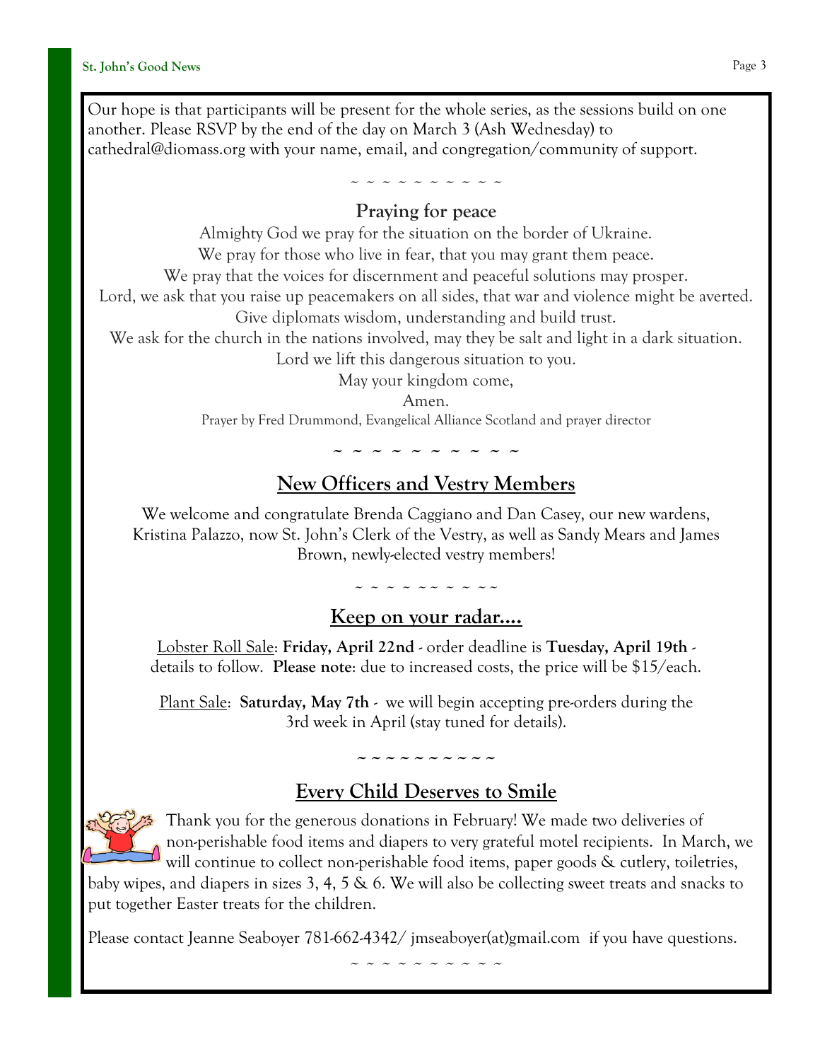Our hope is that participants will be present for the whole series, as the sessions build on one another. Please RSVP by the end of the day on March 3 (Ash Wednesday) to cathedral@diomass.org with your name, email, and congregation/community of support.

~ ~ ~ ~ ~ ~ ~ ~ ~ ~

**Praying for peace**

Almighty God we pray for the situation on the border of Ukraine.
We pray for those who live in fear, that you may grant them peace.
We pray that the voices for discernment and peaceful solutions may prosper.
Lord, we ask that you raise up peacemakers on all sides, that war and violence might be averted.
Give diplomats wisdom, understanding and build trust.
We ask for the church in the nations involved, may they be salt and light in a dark situation.
Lord we lift this dangerous situation to you.
May your kingdom come,
Amen.

Prayer by Fred Drummond, Evangelical Alliance Scotland and prayer director

~ ~ ~ ~ ~ ~ ~ ~ ~ ~

## New Officers and Vestry Members

We welcome and congratulate Brenda Caggiano and Dan Casey, our new wardens, Kristina Palazzo, now St. John's Clerk of the Vestry, as well as Sandy Mears and James Brown, newly-elected vestry members!

~ ~ ~ ~ ~~ ~ ~ ~~

## Keep on your radar....

Lobster Roll Sale: **Friday, April 22nd** - order deadline is **Tuesday, April 19th** - details to follow. **Please note**: due to increased costs, the price will be $15/each.

Plant Sale: **Saturday, May 7th** - we will begin accepting pre-orders during the 3rd week in April (stay tuned for details).

~ ~ ~ ~ ~ ~ ~ ~ ~ ~

## Every Child Deserves to Smile

Thank you for the generous donations in February! We made two deliveries of non-perishable food items and diapers to very grateful motel recipients. In March, we will continue to collect non-perishable food items, paper goods & cutlery, toiletries, baby wipes, and diapers in sizes 3, 4, 5 & 6. We will also be collecting sweet treats and snacks to put together Easter treats for the children.

Please contact Jeanne Seaboyer 781-662-4342/ jmseaboyer(at)gmail.com if you have questions.

~ ~ ~ ~ ~ ~ ~ ~ ~ ~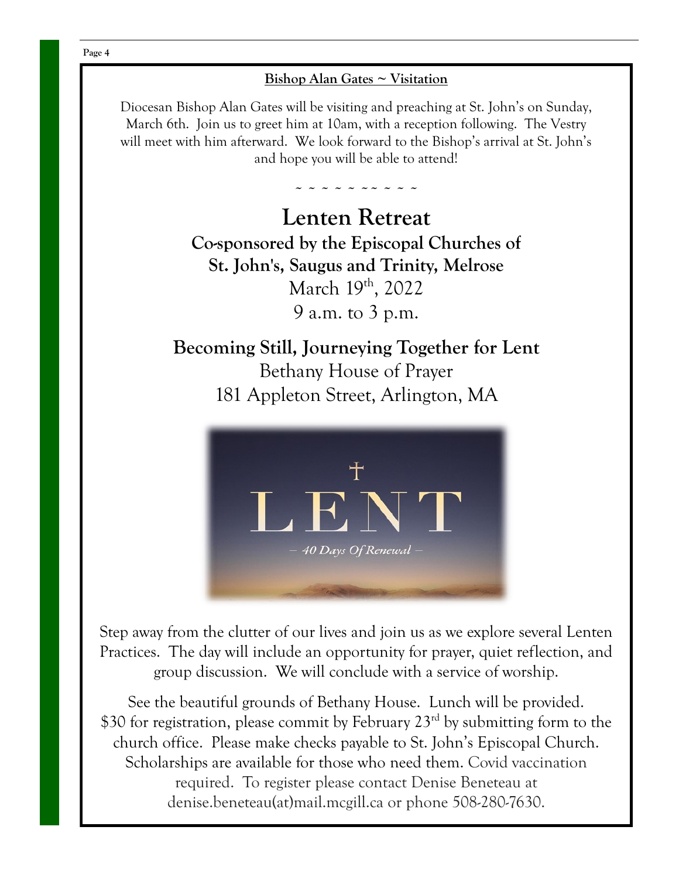**Bishop Alan Gates ~ Visitation**

Diocesan Bishop Alan Gates will be visiting and preaching at St. John's on Sunday, March 6th. Join us to greet him at 10am, with a reception following. The Vestry will meet with him afterward. We look forward to the Bishop's arrival at St. John's and hope you will be able to attend!

~ ~ ~ ~ ~ ~~ ~ ~ ~

# Lenten Retreat

**Co-sponsored by the Episcopal Churches of St. John's, Saugus and Trinity, Melrose**

March 19th, 2022

9 a.m. to 3 p.m.

**Becoming Still, Journeying Together for Lent**

Bethany House of Prayer

181 Appleton Street, Arlington, MA

Step away from the clutter of our lives and join us as we explore several Lenten Practices. The day will include an opportunity for prayer, quiet reflection, and group discussion. We will conclude with a service of worship.

See the beautiful grounds of Bethany House. Lunch will be provided. $30 for registration, please commit by February 23rd by submitting form to the church office. Please make checks payable to St. John's Episcopal Church. Scholarships are available for those who need them. Covid vaccination required. To register please contact Denise Beneteau at denise.beneteau(at)mail.mcgill.ca or phone 508-280-7630.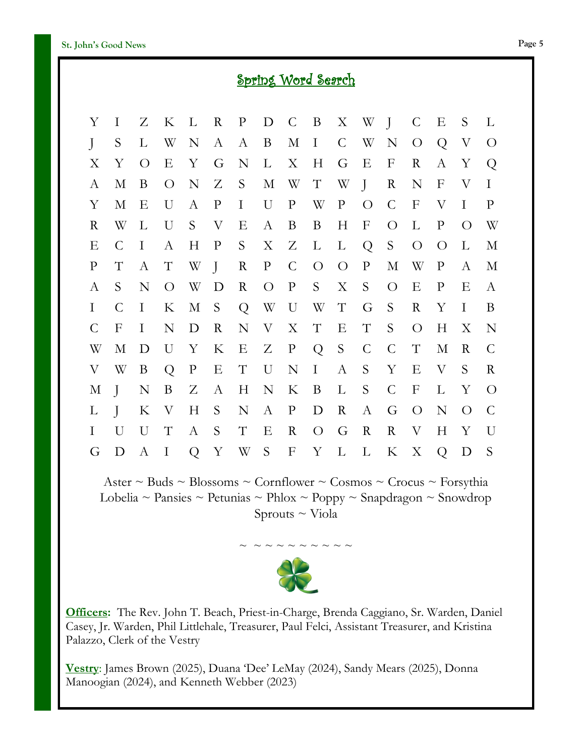## Spring Word Search

| | | | | | | | | | | | | | | | | |
|---|---|---|---|---|---|---|---|---|---|---|---|---|---|---|---|---|
| Y | I | Z | K | L | R | P | D | C | B | X | W | J | C | E | S | L |
| J | S | L | W | N | A | A | B | M | I | C | W | N | O | Q | V | O |
| X | Y | O | E | Y | G | N | L | X | H | G | E | F | R | A | Y | Q |
| A | M | B | O | N | Z | S | M | W | T | W | J | R | N | F | V | I |
| Y | M | E | U | A | P | I | U | P | W | P | O | C | F | V | I | P |
| R | W | L | U | S | V | E | A | B | B | H | F | O | L | P | O | W |
| E | C | I | A | H | P | S | X | Z | L | L | Q | S | O | O | L | M |
| P | T | A | T | W | J | R | P | C | O | O | P | M | W | P | A | M |
| A | S | N | O | W | D | R | O | P | S | X | S | O | E | P | E | A |
| I | C | I | K | M | S | Q | W | U | W | T | G | S | R | Y | I | B |
| C | F | I | N | D | R | N | V | X | T | E | T | S | O | H | X | N |
| W | M | D | U | Y | K | E | Z | P | Q | S | C | C | T | M | R | C |
| V | W | B | Q | P | E | T | U | N | I | A | S | Y | E | V | S | R |
| M | J | N | B | Z | A | H | N | K | B | L | S | C | F | L | Y | O |
| L | J | K | V | H | S | N | A | P | D | R | A | G | O | N | O | C |
| I | U | U | T | A | S | T | E | R | O | G | R | R | V | H | Y | U |
| G | D | A | I | Q | Y | W | S | F | Y | L | L | K | X | Q | D | S |

Aster ~ Buds ~ Blossoms ~ Cornflower ~ Cosmos ~ Crocus ~ Forsythia
Lobelia ~ Pansies ~ Petunias ~ Phlox ~ Poppy ~ Snapdragon ~ Snowdrop
Sprouts ~ Viola

~ ~ ~ ~ ~ ~ ~ ~ ~ ~

**Officers:** The Rev. John T. Beach, Priest-in-Charge, Brenda Caggiano, Sr. Warden, Daniel Casey, Jr. Warden, Phil Littlehale, Treasurer, Paul Felci, Assistant Treasurer, and Kristina Palazzo, Clerk of the Vestry

**Vestry**: James Brown (2025), Duana 'Dee' LeMay (2024), Sandy Mears (2025), Donna Manoogian (2024), and Kenneth Webber (2023)